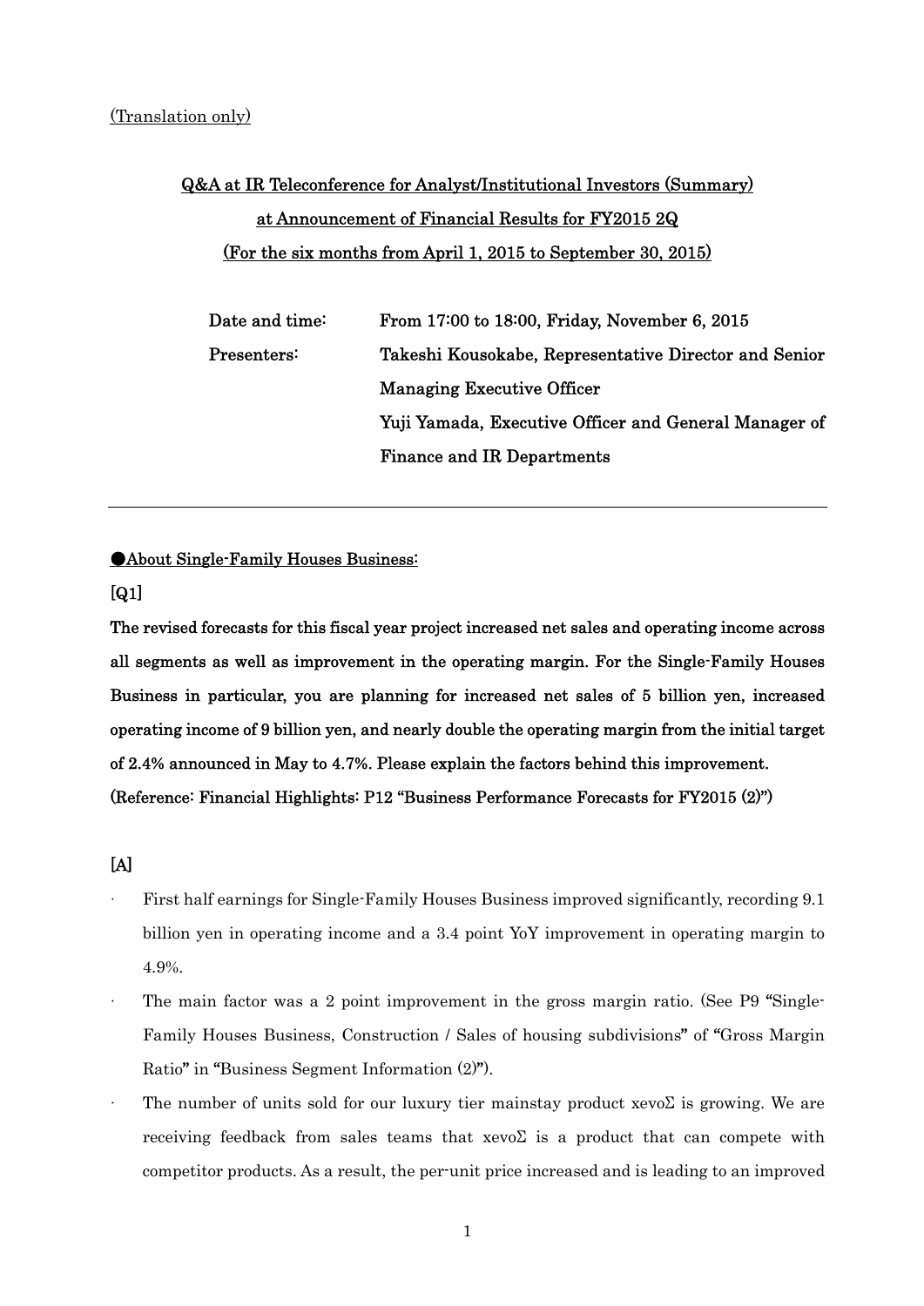(Translation only)

# Q&A at IR Teleconference for Analyst/Institutional Investors (Summary) at Announcement of Financial Results for FY2015 2Q (For the six months from April 1, 2015 to September 30, 2015)

**Date and time:** From 17:00 to 18:00, Friday, November 6, 2015

**Presenters:** Takeshi Kousokabe, Representative Director and Senior Managing Executive Officer
Yuji Yamada, Executive Officer and General Manager of Finance and IR Departments

---

## ●About Single-Family Houses Business:

**[Q1]**

**The revised forecasts for this fiscal year project increased net sales and operating income across all segments as well as improvement in the operating margin. For the Single-Family Houses Business in particular, you are planning for increased net sales of 5 billion yen, increased operating income of 9 billion yen, and nearly double the operating margin from the initial target of 2.4% announced in May to 4.7%. Please explain the factors behind this improvement. (Reference: Financial Highlights: P12 "Business Performance Forecasts for FY2015 (2)")**

**[A]**

- First half earnings for Single-Family Houses Business improved significantly, recording 9.1 billion yen in operating income and a 3.4 point YoY improvement in operating margin to 4.9%.
- The main factor was a 2 point improvement in the gross margin ratio. (See P9 "Single-Family Houses Business, Construction / Sales of housing subdivisions" of "Gross Margin Ratio" in "Business Segment Information (2)").
- The number of units sold for our luxury tier mainstay product xevoΣ is growing. We are receiving feedback from sales teams that xevoΣ is a product that can compete with competitor products. As a result, the per-unit price increased and is leading to an improved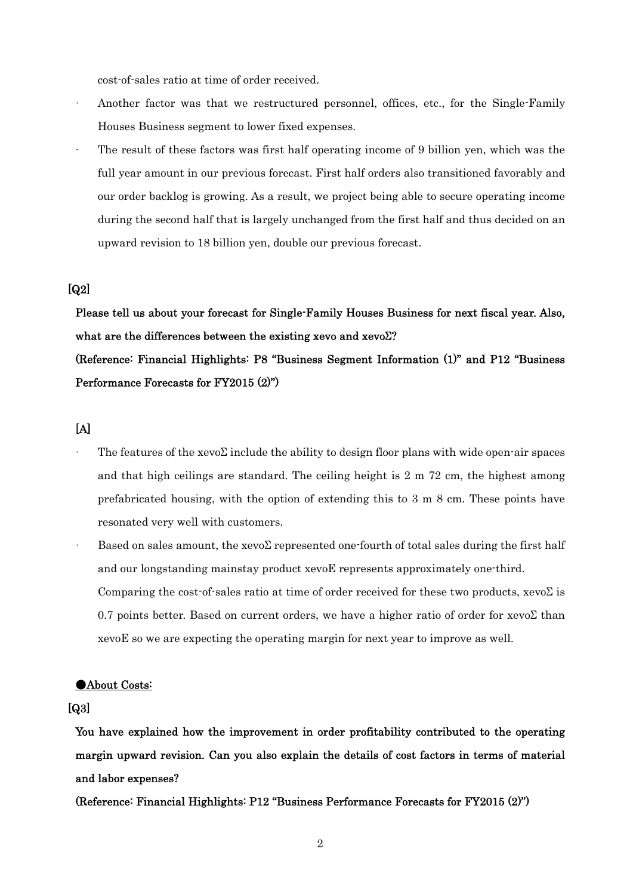cost-of-sales ratio at time of order received.

- Another factor was that we restructured personnel, offices, etc., for the Single-Family Houses Business segment to lower fixed expenses.
- The result of these factors was first half operating income of 9 billion yen, which was the full year amount in our previous forecast. First half orders also transitioned favorably and our order backlog is growing. As a result, we project being able to secure operating income during the second half that is largely unchanged from the first half and thus decided on an upward revision to 18 billion yen, double our previous forecast.

**[Q2]**

**Please tell us about your forecast for Single-Family Houses Business for next fiscal year. Also, what are the differences between the existing xevo and xevoΣ?**

**(Reference: Financial Highlights: P8 "Business Segment Information (1)" and P12 "Business Performance Forecasts for FY2015 (2)")**

**[A]**

- The features of the xevoΣ include the ability to design floor plans with wide open-air spaces and that high ceilings are standard. The ceiling height is 2 m 72 cm, the highest among prefabricated housing, with the option of extending this to 3 m 8 cm. These points have resonated very well with customers.
- Based on sales amount, the xevoΣ represented one-fourth of total sales during the first half and our longstanding mainstay product xevoE represents approximately one-third. Comparing the cost-of-sales ratio at time of order received for these two products, xevoΣ is 0.7 points better. Based on current orders, we have a higher ratio of order for xevoΣ than xevoE so we are expecting the operating margin for next year to improve as well.

**●About Costs:**

**[Q3]**

**You have explained how the improvement in order profitability contributed to the operating margin upward revision. Can you also explain the details of cost factors in terms of material and labor expenses?**

**(Reference: Financial Highlights: P12 "Business Performance Forecasts for FY2015 (2)")**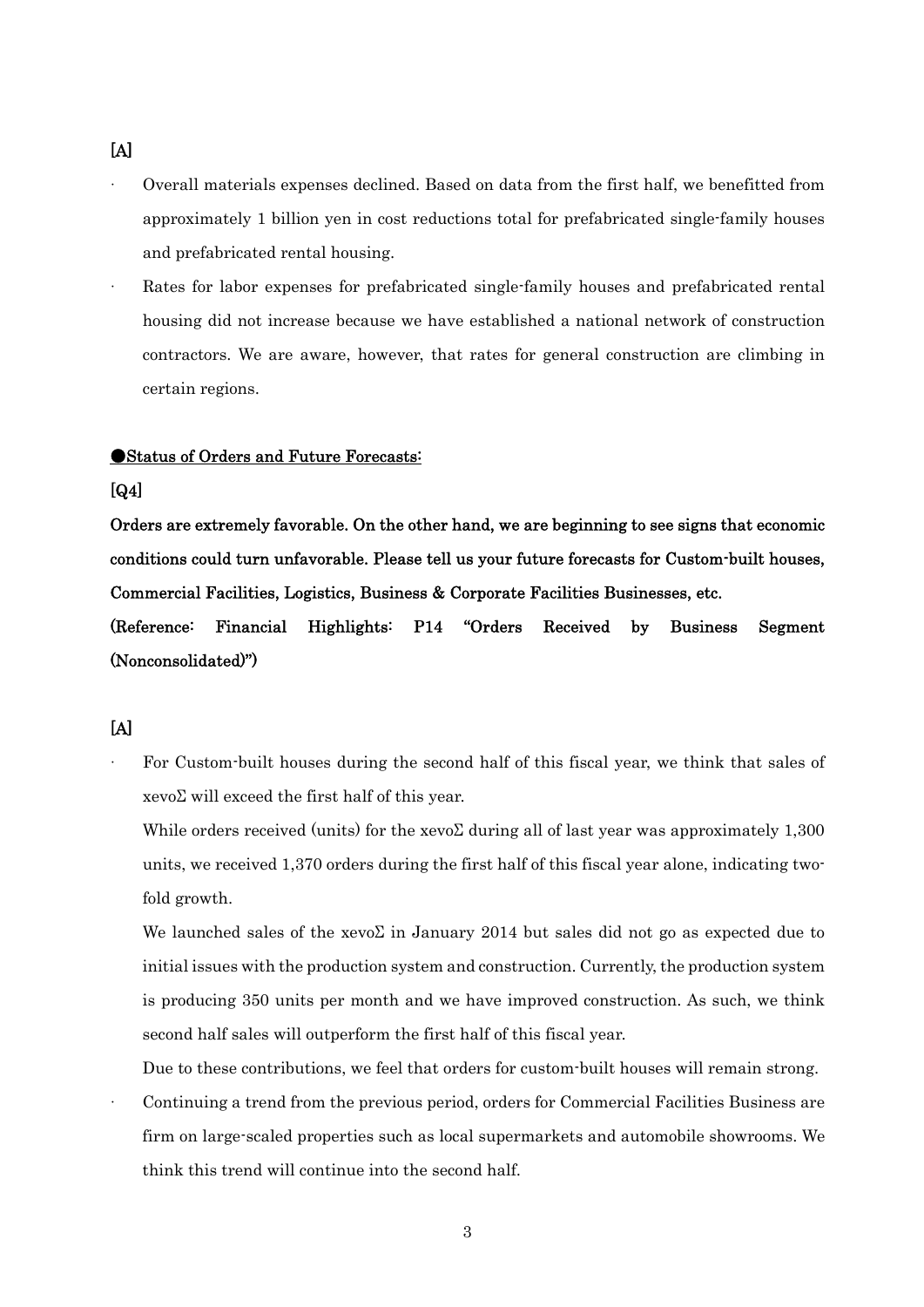[A]

- Overall materials expenses declined. Based on data from the first half, we benefitted from approximately 1 billion yen in cost reductions total for prefabricated single-family houses and prefabricated rental housing.
- Rates for labor expenses for prefabricated single-family houses and prefabricated rental housing did not increase because we have established a national network of construction contractors. We are aware, however, that rates for general construction are climbing in certain regions.

**●Status of Orders and Future Forecasts:**

**[Q4]**

**Orders are extremely favorable. On the other hand, we are beginning to see signs that economic conditions could turn unfavorable. Please tell us your future forecasts for Custom-built houses, Commercial Facilities, Logistics, Business & Corporate Facilities Businesses, etc.**

**(Reference: Financial Highlights: P14 "Orders Received by Business Segment (Nonconsolidated)")**

**[A]**

- For Custom-built houses during the second half of this fiscal year, we think that sales of xevoΣ will exceed the first half of this year.

  While orders received (units) for the xevoΣ during all of last year was approximately 1,300 units, we received 1,370 orders during the first half of this fiscal year alone, indicating two-fold growth.

  We launched sales of the xevoΣ in January 2014 but sales did not go as expected due to initial issues with the production system and construction. Currently, the production system is producing 350 units per month and we have improved construction. As such, we think second half sales will outperform the first half of this fiscal year.

  Due to these contributions, we feel that orders for custom-built houses will remain strong.
- Continuing a trend from the previous period, orders for Commercial Facilities Business are firm on large-scaled properties such as local supermarkets and automobile showrooms. We think this trend will continue into the second half.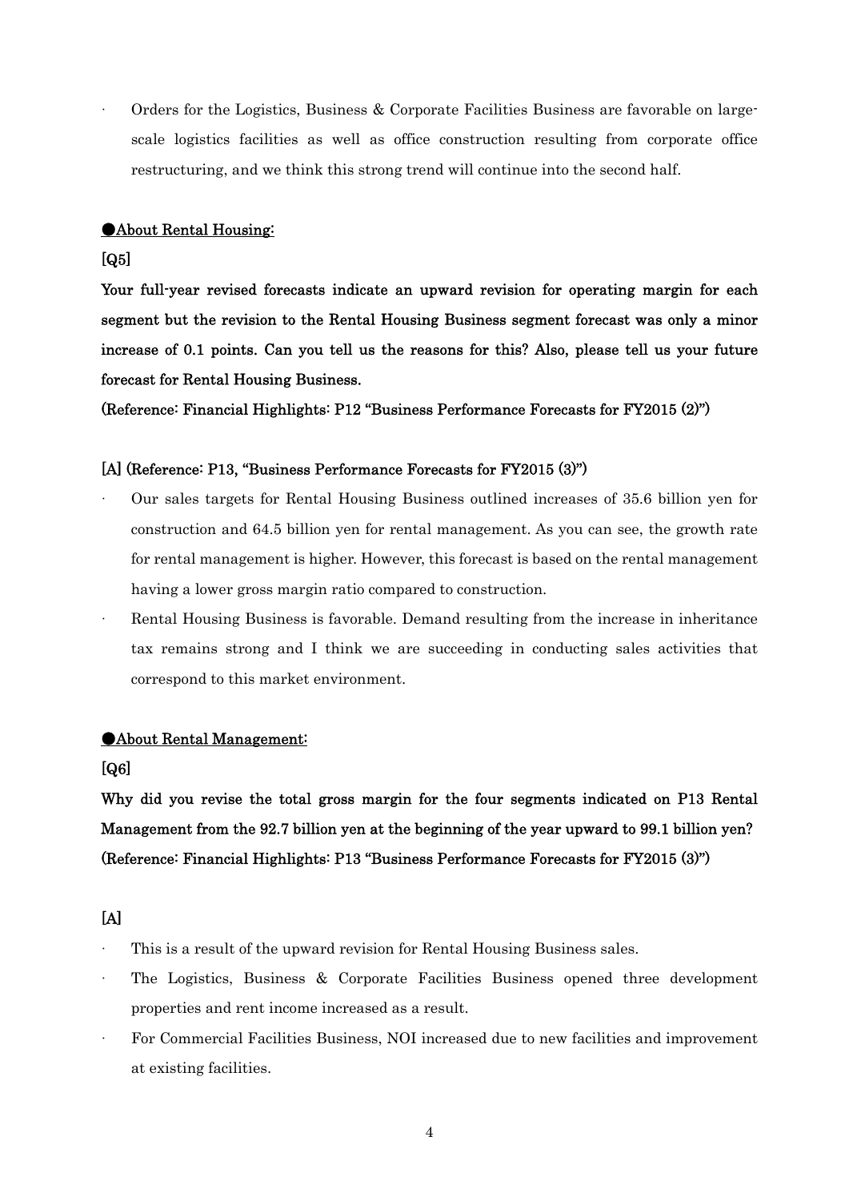- Orders for the Logistics, Business & Corporate Facilities Business are favorable on large-scale logistics facilities as well as office construction resulting from corporate office restructuring, and we think this strong trend will continue into the second half.

## ●About Rental Housing:

**[Q5]**

**Your full-year revised forecasts indicate an upward revision for operating margin for each segment but the revision to the Rental Housing Business segment forecast was only a minor increase of 0.1 points. Can you tell us the reasons for this? Also, please tell us your future forecast for Rental Housing Business.**

**(Reference: Financial Highlights: P12 "Business Performance Forecasts for FY2015 (2)")**

**[A] (Reference: P13, "Business Performance Forecasts for FY2015 (3)")**

- Our sales targets for Rental Housing Business outlined increases of 35.6 billion yen for construction and 64.5 billion yen for rental management. As you can see, the growth rate for rental management is higher. However, this forecast is based on the rental management having a lower gross margin ratio compared to construction.
- Rental Housing Business is favorable. Demand resulting from the increase in inheritance tax remains strong and I think we are succeeding in conducting sales activities that correspond to this market environment.

## ●About Rental Management:

**[Q6]**

**Why did you revise the total gross margin for the four segments indicated on P13 Rental Management from the 92.7 billion yen at the beginning of the year upward to 99.1 billion yen? (Reference: Financial Highlights: P13 "Business Performance Forecasts for FY2015 (3)")**

**[A]**

- This is a result of the upward revision for Rental Housing Business sales.
- The Logistics, Business & Corporate Facilities Business opened three development properties and rent income increased as a result.
- For Commercial Facilities Business, NOI increased due to new facilities and improvement at existing facilities.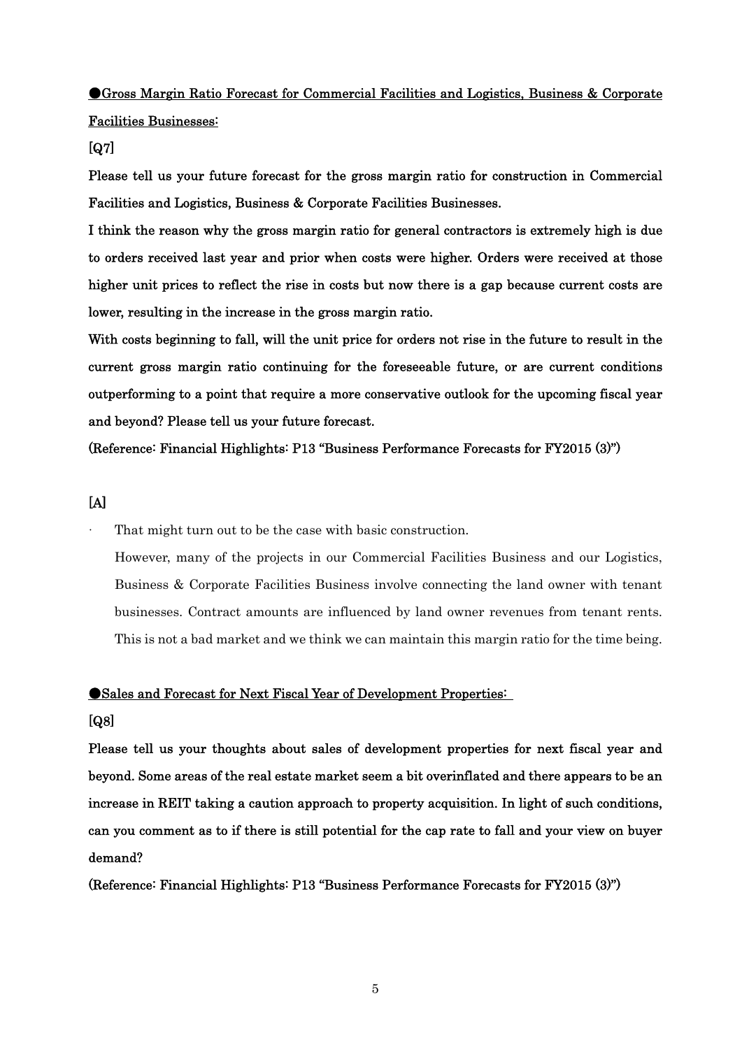**●Gross Margin Ratio Forecast for Commercial Facilities and Logistics, Business & Corporate Facilities Businesses:**

**[Q7]**

**Please tell us your future forecast for the gross margin ratio for construction in Commercial Facilities and Logistics, Business & Corporate Facilities Businesses.**

**I think the reason why the gross margin ratio for general contractors is extremely high is due to orders received last year and prior when costs were higher. Orders were received at those higher unit prices to reflect the rise in costs but now there is a gap because current costs are lower, resulting in the increase in the gross margin ratio.**

**With costs beginning to fall, will the unit price for orders not rise in the future to result in the current gross margin ratio continuing for the foreseeable future, or are current conditions outperforming to a point that require a more conservative outlook for the upcoming fiscal year and beyond? Please tell us your future forecast.**

**(Reference: Financial Highlights: P13 "Business Performance Forecasts for FY2015 (3)")**

**[A]**

- That might turn out to be the case with basic construction.

  However, many of the projects in our Commercial Facilities Business and our Logistics, Business & Corporate Facilities Business involve connecting the land owner with tenant businesses. Contract amounts are influenced by land owner revenues from tenant rents. This is not a bad market and we think we can maintain this margin ratio for the time being.

**●Sales and Forecast for Next Fiscal Year of Development Properties:**

**[Q8]**

**Please tell us your thoughts about sales of development properties for next fiscal year and beyond. Some areas of the real estate market seem a bit overinflated and there appears to be an increase in REIT taking a caution approach to property acquisition. In light of such conditions, can you comment as to if there is still potential for the cap rate to fall and your view on buyer demand?**

**(Reference: Financial Highlights: P13 "Business Performance Forecasts for FY2015 (3)")**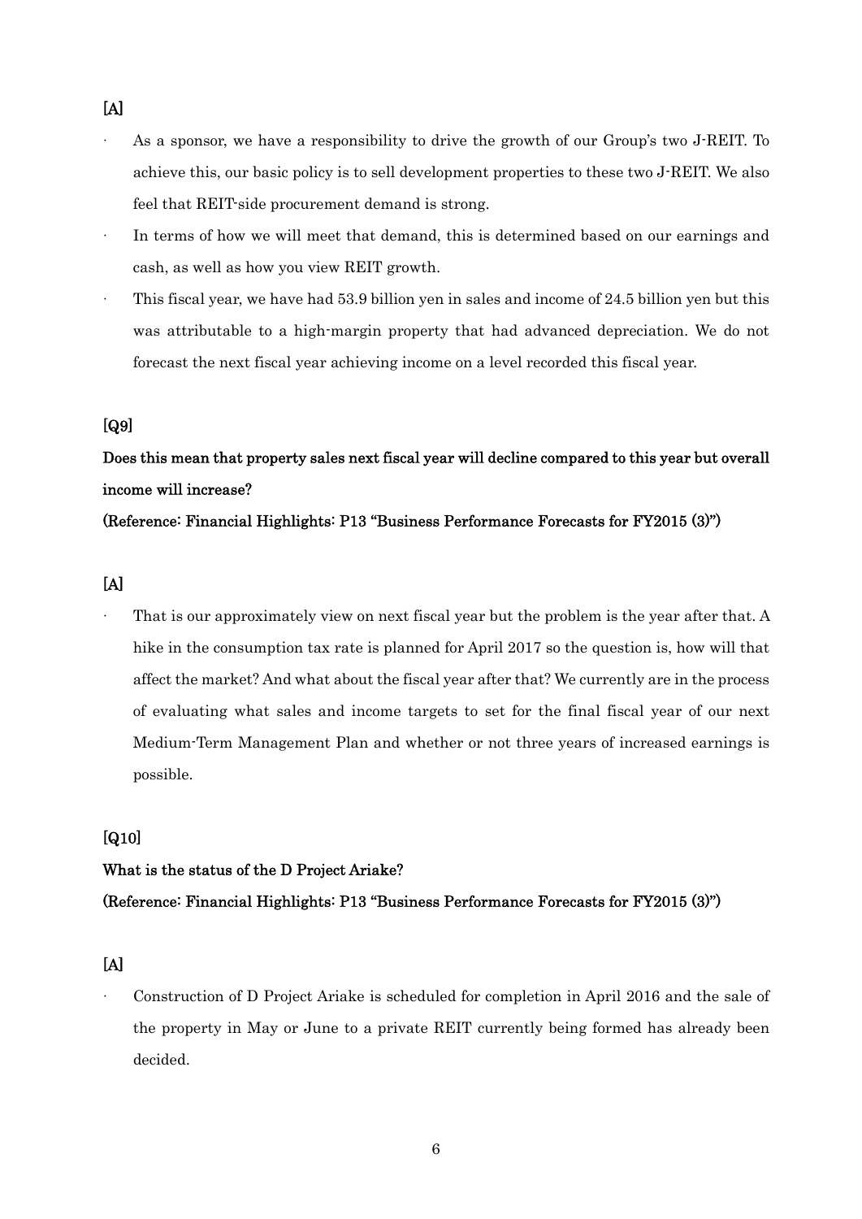**[A]**

- As a sponsor, we have a responsibility to drive the growth of our Group's two J-REIT. To achieve this, our basic policy is to sell development properties to these two J-REIT. We also feel that REIT-side procurement demand is strong.
- In terms of how we will meet that demand, this is determined based on our earnings and cash, as well as how you view REIT growth.
- This fiscal year, we have had 53.9 billion yen in sales and income of 24.5 billion yen but this was attributable to a high-margin property that had advanced depreciation. We do not forecast the next fiscal year achieving income on a level recorded this fiscal year.

**[Q9]**

**Does this mean that property sales next fiscal year will decline compared to this year but overall income will increase?**

**(Reference: Financial Highlights: P13 "Business Performance Forecasts for FY2015 (3)")**

**[A]**

- That is our approximately view on next fiscal year but the problem is the year after that. A hike in the consumption tax rate is planned for April 2017 so the question is, how will that affect the market? And what about the fiscal year after that? We currently are in the process of evaluating what sales and income targets to set for the final fiscal year of our next Medium-Term Management Plan and whether or not three years of increased earnings is possible.

**[Q10]**

**What is the status of the D Project Ariake?**

**(Reference: Financial Highlights: P13 "Business Performance Forecasts for FY2015 (3)")**

**[A]**

- Construction of D Project Ariake is scheduled for completion in April 2016 and the sale of the property in May or June to a private REIT currently being formed has already been decided.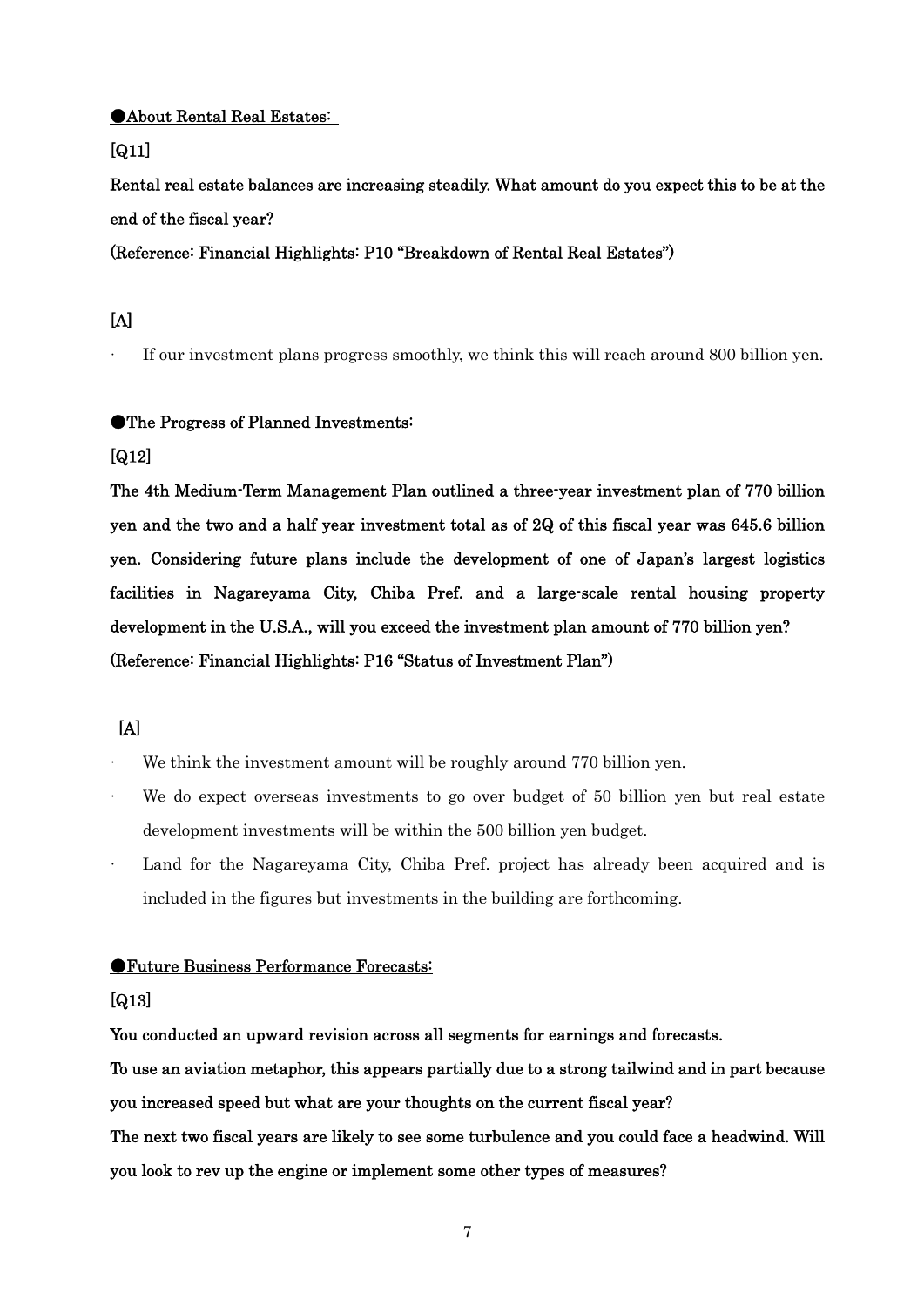**●About Rental Real Estates:**

**[Q11]**

**Rental real estate balances are increasing steadily. What amount do you expect this to be at the end of the fiscal year?**

**(Reference: Financial Highlights: P10 "Breakdown of Rental Real Estates")**

**[A]**

- If our investment plans progress smoothly, we think this will reach around 800 billion yen.

**●The Progress of Planned Investments:**

**[Q12]**

**The 4th Medium-Term Management Plan outlined a three-year investment plan of 770 billion yen and the two and a half year investment total as of 2Q of this fiscal year was 645.6 billion yen. Considering future plans include the development of one of Japan's largest logistics facilities in Nagareyama City, Chiba Pref. and a large-scale rental housing property development in the U.S.A., will you exceed the investment plan amount of 770 billion yen?**

**(Reference: Financial Highlights: P16 "Status of Investment Plan")**

**[A]**

- We think the investment amount will be roughly around 770 billion yen.
- We do expect overseas investments to go over budget of 50 billion yen but real estate development investments will be within the 500 billion yen budget.
- Land for the Nagareyama City, Chiba Pref. project has already been acquired and is included in the figures but investments in the building are forthcoming.

**●Future Business Performance Forecasts:**

**[Q13]**

**You conducted an upward revision across all segments for earnings and forecasts.**

**To use an aviation metaphor, this appears partially due to a strong tailwind and in part because you increased speed but what are your thoughts on the current fiscal year?**

**The next two fiscal years are likely to see some turbulence and you could face a headwind. Will you look to rev up the engine or implement some other types of measures?**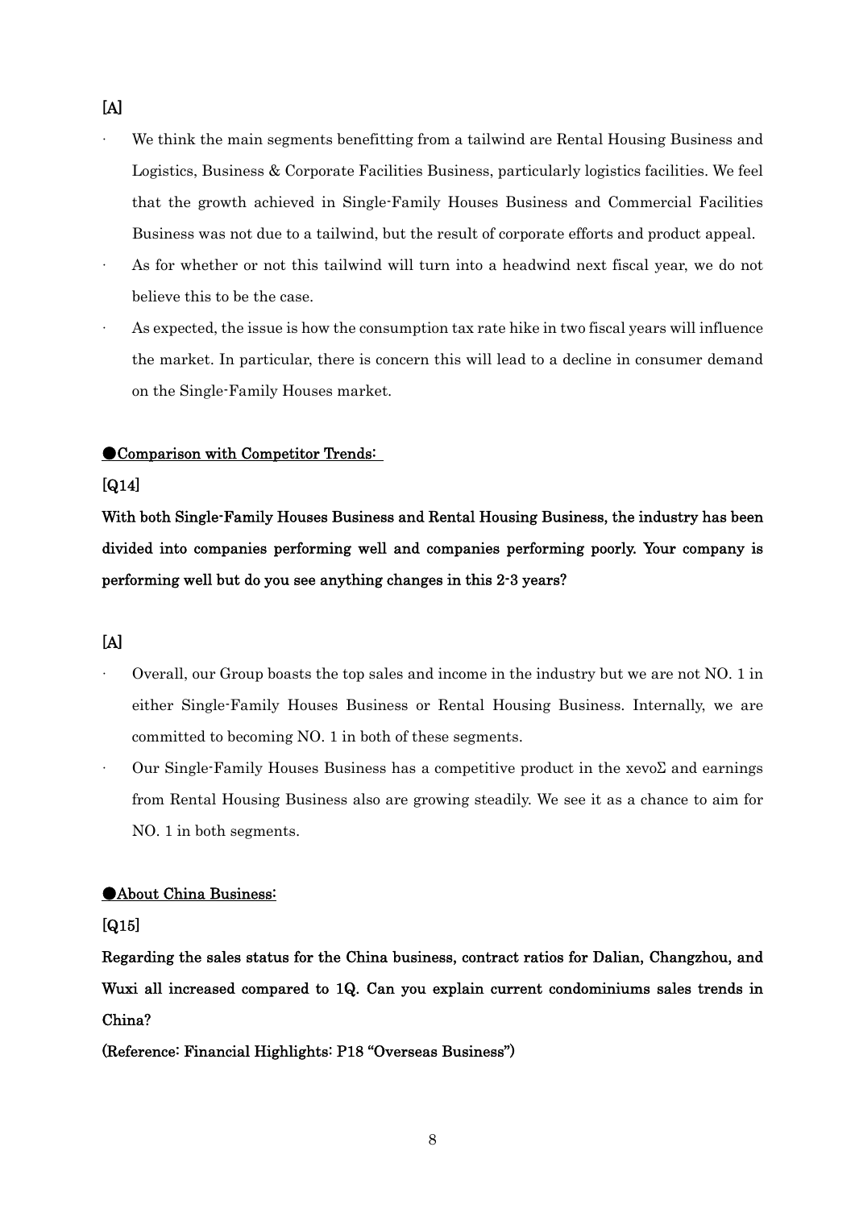[A]

- We think the main segments benefitting from a tailwind are Rental Housing Business and Logistics, Business & Corporate Facilities Business, particularly logistics facilities. We feel that the growth achieved in Single-Family Houses Business and Commercial Facilities Business was not due to a tailwind, but the result of corporate efforts and product appeal.
- As for whether or not this tailwind will turn into a headwind next fiscal year, we do not believe this to be the case.
- As expected, the issue is how the consumption tax rate hike in two fiscal years will influence the market. In particular, there is concern this will lead to a decline in consumer demand on the Single-Family Houses market.

●Comparison with Competitor Trends:

**[Q14]**

**With both Single-Family Houses Business and Rental Housing Business, the industry has been divided into companies performing well and companies performing poorly. Your company is performing well but do you see anything changes in this 2-3 years?**

[A]

- Overall, our Group boasts the top sales and income in the industry but we are not NO. 1 in either Single-Family Houses Business or Rental Housing Business. Internally, we are committed to becoming NO. 1 in both of these segments.
- Our Single-Family Houses Business has a competitive product in the xevoΣ and earnings from Rental Housing Business also are growing steadily. We see it as a chance to aim for NO. 1 in both segments.

●About China Business:

**[Q15]**

**Regarding the sales status for the China business, contract ratios for Dalian, Changzhou, and Wuxi all increased compared to 1Q. Can you explain current condominiums sales trends in China?**

**(Reference: Financial Highlights: P18 "Overseas Business")**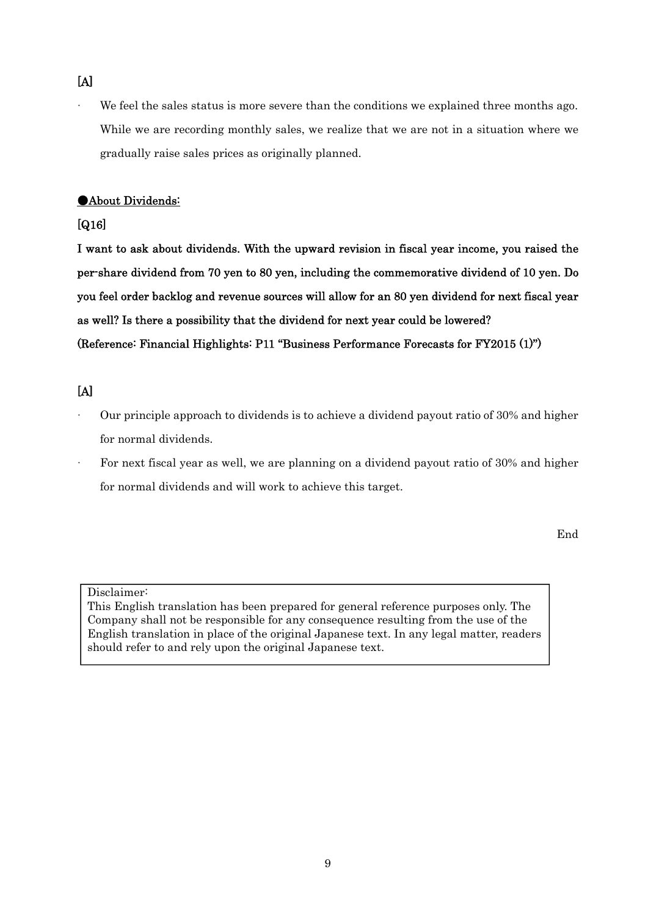**[A]**

- We feel the sales status is more severe than the conditions we explained three months ago. While we are recording monthly sales, we realize that we are not in a situation where we gradually raise sales prices as originally planned.

**●About Dividends:**

**[Q16]**

**I want to ask about dividends. With the upward revision in fiscal year income, you raised the per-share dividend from 70 yen to 80 yen, including the commemorative dividend of 10 yen. Do you feel order backlog and revenue sources will allow for an 80 yen dividend for next fiscal year as well? Is there a possibility that the dividend for next year could be lowered?**

**(Reference: Financial Highlights: P11 "Business Performance Forecasts for FY2015 (1)")**

**[A]**

- Our principle approach to dividends is to achieve a dividend payout ratio of 30% and higher for normal dividends.
- For next fiscal year as well, we are planning on a dividend payout ratio of 30% and higher for normal dividends and will work to achieve this target.

End

Disclaimer:
This English translation has been prepared for general reference purposes only. The Company shall not be responsible for any consequence resulting from the use of the English translation in place of the original Japanese text. In any legal matter, readers should refer to and rely upon the original Japanese text.